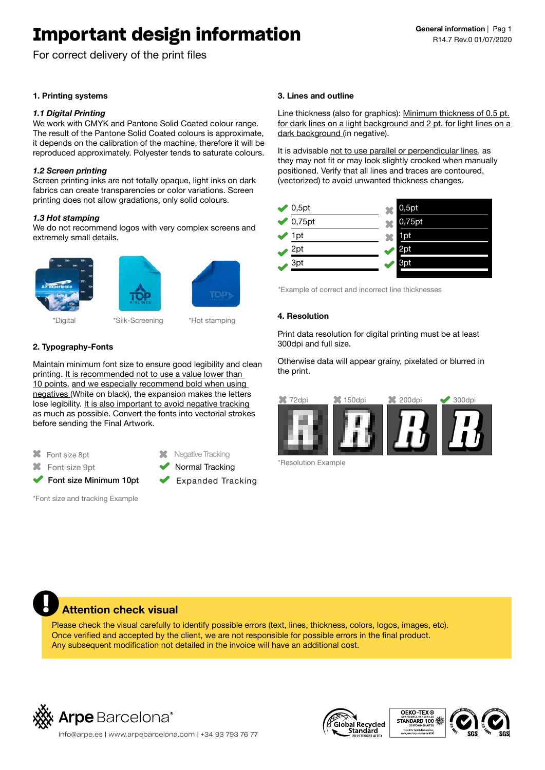# Important design information

For correct delivery of the print files

## 1. Printing systems

### *1.1 Digital Printing*

We work with CMYK and Pantone Solid Coated colour range. The result of the Pantone Solid Coated colours is approximate, it depends on the calibration of the machine, therefore it will be reproduced approximately. Polyester tends to saturate colours.

### *1.2 Screen printing*

Screen printing inks are not totally opaque, light inks on dark fabrics can create transparencies or color variations. Screen printing does not allow gradations, only solid colours.

### *1.3 Hot stamping*

We do not recommend logos with very complex screens and extremely small details.

*Digital | *Silk-Screening | *Hot stamping

## 2. Typography-Fonts

Maintain minimum font size to ensure good legibility and clean printing. It is recommended not to use a value lower than 10 points, and we especially recommend bold when using negatives (White on black), the expansion makes the letters lose legibility. It is also important to avoid negative tracking as much as possible. Convert the fonts into vectorial strokes before sending the Final Artwork.

- ✖ Font size 8pt
- ✖ Font size 9pt
- ✔ Font size Minimum 10pt
- ✖ Negative Tracking
- ✔ Normal Tracking
- ✔ Expanded Tracking

*Font size and tracking Example

## 3. Lines and outline

Line thickness (also for graphics): Minimum thickness of 0.5 pt. for dark lines on a light background and 2 pt. for light lines on a dark background (in negative).

It is advisable not to use parallel or perpendicular lines, as they may not fit or may look slightly crooked when manually positioned. Verify that all lines and traces are contoured, (vectorized) to avoid unwanted thickness changes.

| Dark lines on light background | | Light lines on dark background | |
|---|---|---|---|
| ✔ | 0,5pt | ✖ | 0,5pt |
| ✔ | 0,75pt | ✖ | 0,75pt |
| ✔ | 1pt | ✖ | 1pt |
| ✔ | 2pt | ✔ | 2pt |
| ✔ | 3pt | ✔ | 3pt |

*Example of correct and incorrect line thicknesses

## 4. Resolution

Print data resolution for digital printing must be at least 300dpi and full size.

Otherwise data will appear grainy, pixelated or blurred in the print.

✖ 72dpi | ✖ 150dpi | ✖ 200dpi | ✔ 300dpi

*Resolution Example

## Attention check visual

Please check the visual carefully to identify possible errors (text, lines, thickness, colors, logos, images, etc). Once verified and accepted by the client, we are not responsible for possible errors in the final product. Any subsequent modification not detailed in the invoice will have an additional cost.

Arpe Barcelona®

info@arpe.es | www.arpebarcelona.com | +34 93 793 76 77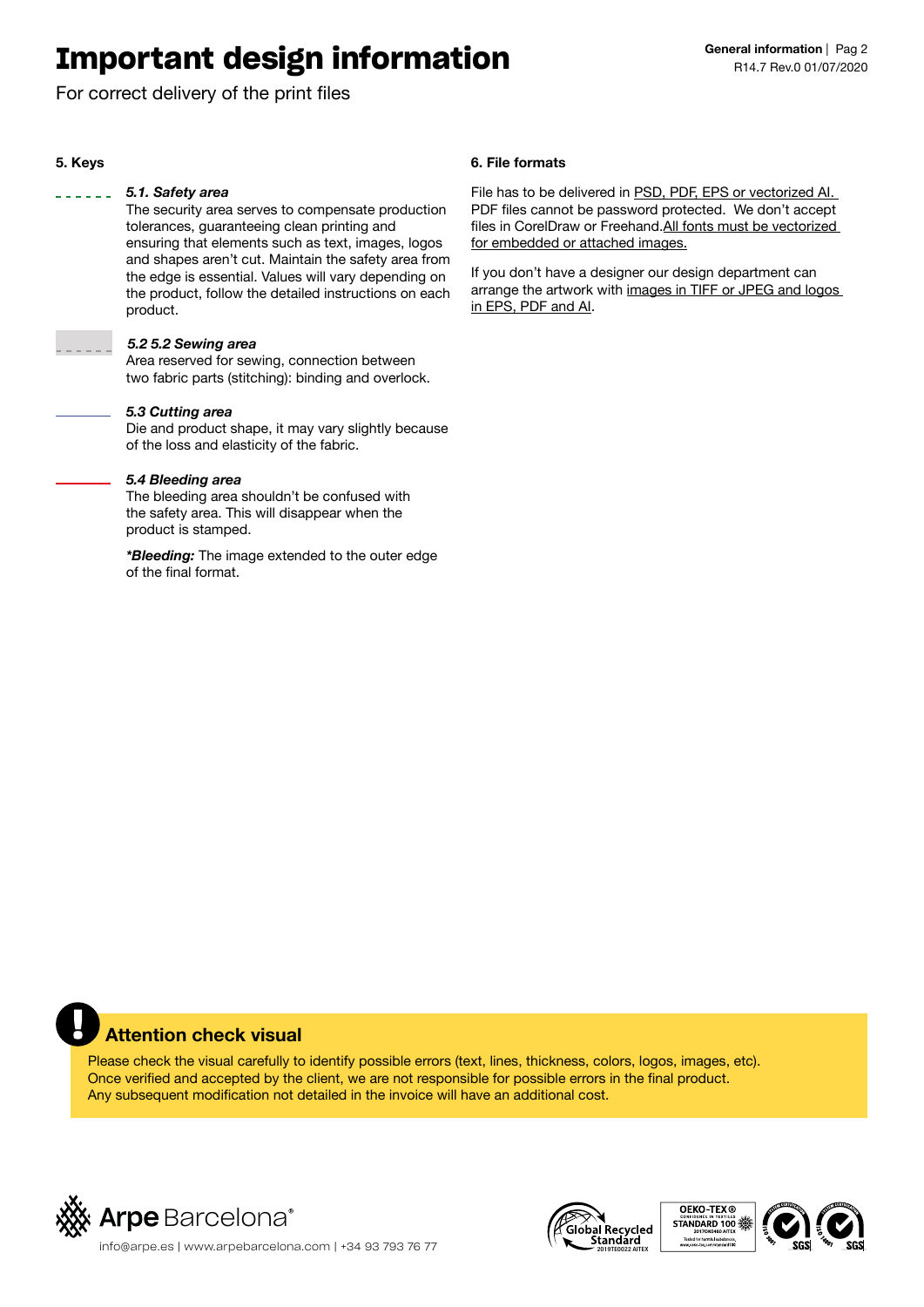# Important design information

For correct delivery of the print files

**5. Keys**

***5.1. Safety area***
The security area serves to compensate production tolerances, guaranteeing clean printing and ensuring that elements such as text, images, logos and shapes aren't cut. Maintain the safety area from the edge is essential. Values will vary depending on the product, follow the detailed instructions on each product.

***5.2 5.2 Sewing area***
Area reserved for sewing, connection between two fabric parts (stitching): binding and overlock.

***5.3 Cutting area***
Die and product shape, it may vary slightly because of the loss and elasticity of the fabric.

***5.4 Bleeding area***
The bleeding area shouldn't be confused with the safety area. This will disappear when the product is stamped.

***Bleeding:** The image extended to the outer edge of the final format.

**6. File formats**

File has to be delivered in PSD, PDF, EPS or vectorized AI. PDF files cannot be password protected. We don't accept files in CorelDraw or Freehand. All fonts must be vectorized for embedded or attached images.

If you don't have a designer our design department can arrange the artwork with images in TIFF or JPEG and logos in EPS, PDF and AI.

**Attention check visual**

Please check the visual carefully to identify possible errors (text, lines, thickness, colors, logos, images, etc).
Once verified and accepted by the client, we are not responsible for possible errors in the final product.
Any subsequent modification not detailed in the invoice will have an additional cost.

Arpe Barcelona®
info@arpe.es | www.arpebarcelona.com | +34 93 793 76 77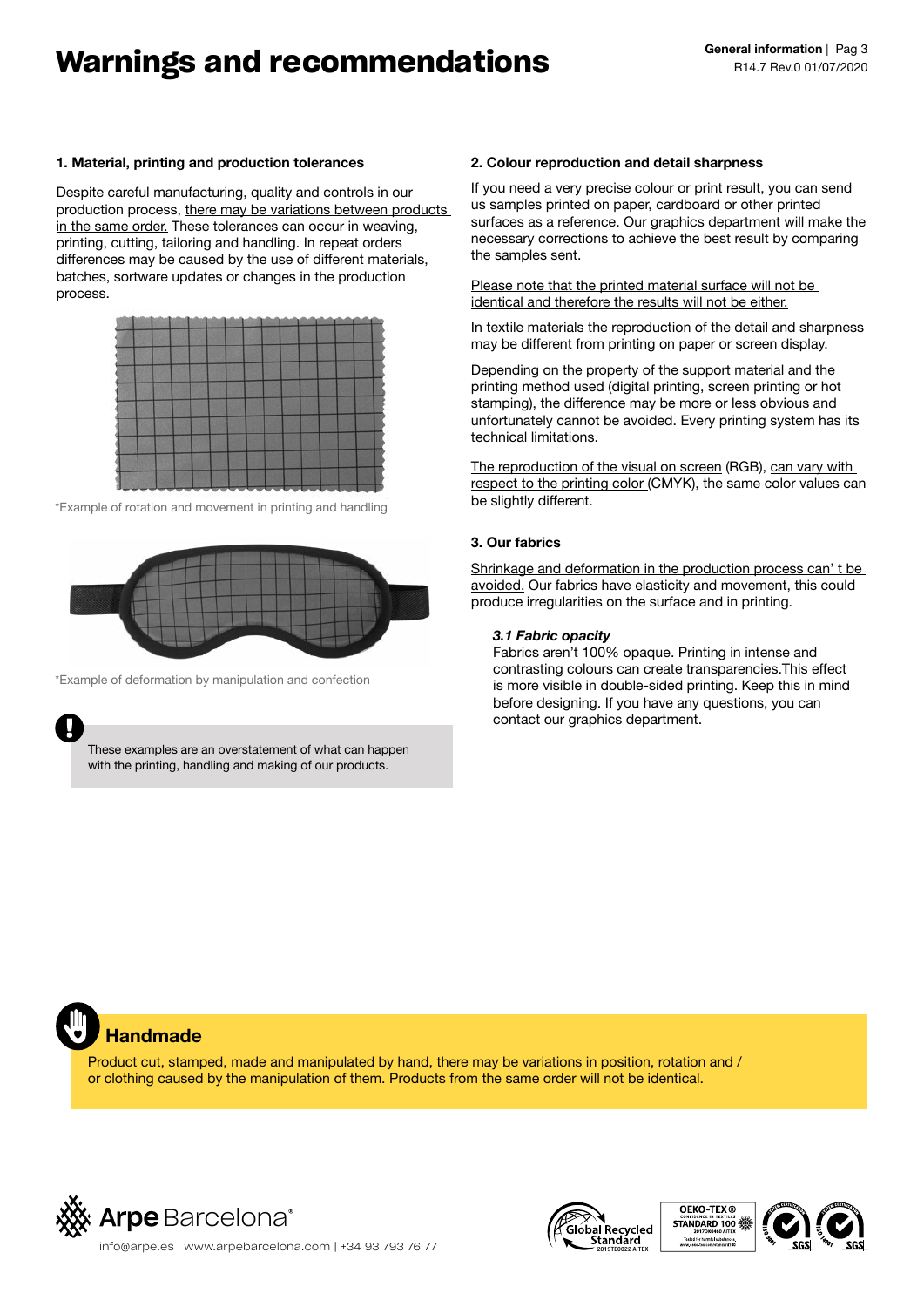# Warnings and recommendations

### 1. Material, printing and production tolerances

Despite careful manufacturing, quality and controls in our production process, there may be variations between products in the same order. These tolerances can occur in weaving, printing, cutting, tailoring and handling. In repeat orders differences may be caused by the use of different materials, batches, sortware updates or changes in the production process.

*Example of rotation and movement in printing and handling

*Example of deformation by manipulation and confection

> These examples are an overstatement of what can happen with the printing, handling and making of our products.

### 2. Colour reproduction and detail sharpness

If you need a very precise colour or print result, you can send us samples printed on paper, cardboard or other printed surfaces as a reference. Our graphics department will make the necessary corrections to achieve the best result by comparing the samples sent.

Please note that the printed material surface will not be identical and therefore the results will not be either.

In textile materials the reproduction of the detail and sharpness may be different from printing on paper or screen display.

Depending on the property of the support material and the printing method used (digital printing, screen printing or hot stamping), the difference may be more or less obvious and unfortunately cannot be avoided. Every printing system has its technical limitations.

The reproduction of the visual on screen (RGB), can vary with respect to the printing color (CMYK), the same color values can be slightly different.

### 3. Our fabrics

Shrinkage and deformation in the production process can' t be avoided. Our fabrics have elasticity and movement, this could produce irregularities on the surface and in printing.

#### *3.1 Fabric opacity*

Fabrics aren't 100% opaque. Printing in intense and contrasting colours can create transparencies.This effect is more visible in double-sided printing. Keep this in mind before designing. If you have any questions, you can contact our graphics department.

## Handmade

Product cut, stamped, made and manipulated by hand, there may be variations in position, rotation and / or clothing caused by the manipulation of them. Products from the same order will not be identical.

Arpe Barcelona®

info@arpe.es | www.arpebarcelona.com | +34 93 793 76 77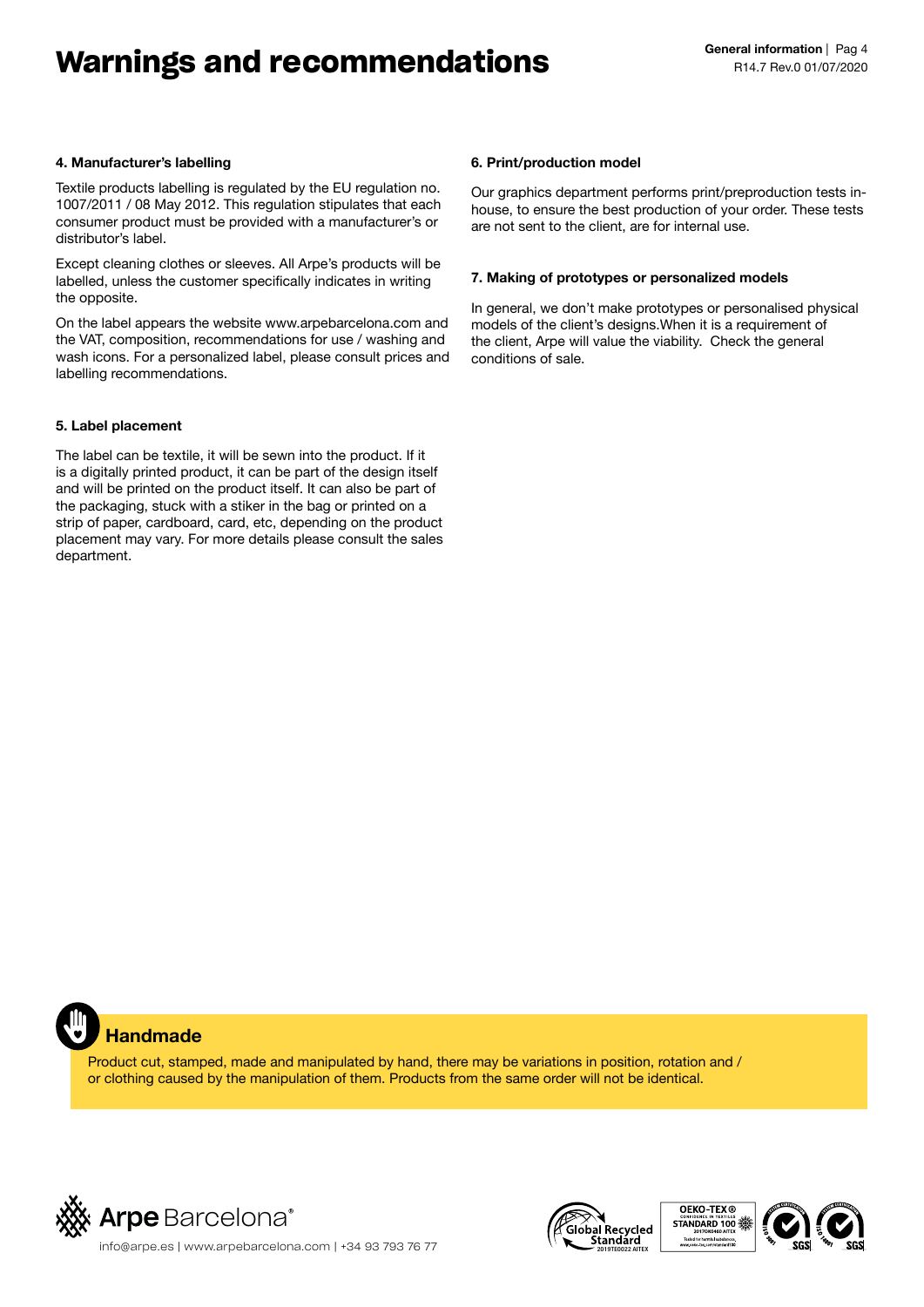# Warnings and recommendations

#### 4. Manufacturer's labelling

Textile products labelling is regulated by the EU regulation no. 1007/2011 / 08 May 2012. This regulation stipulates that each consumer product must be provided with a manufacturer's or distributor's label.

Except cleaning clothes or sleeves. All Arpe's products will be labelled, unless the customer specifically indicates in writing the opposite.

On the label appears the website www.arpebarcelona.com and the VAT, composition, recommendations for use / washing and wash icons. For a personalized label, please consult prices and labelling recommendations.

#### 5. Label placement

The label can be textile, it will be sewn into the product. If it is a digitally printed product, it can be part of the design itself and will be printed on the product itself. It can also be part of the packaging, stuck with a stiker in the bag or printed on a strip of paper, cardboard, card, etc, depending on the product placement may vary. For more details please consult the sales department.

#### 6. Print/production model

Our graphics department performs print/preproduction tests in-house, to ensure the best production of your order. These tests are not sent to the client, are for internal use.

#### 7. Making of prototypes or personalized models

In general, we don't make prototypes or personalised physical models of the client's designs.When it is a requirement of the client, Arpe will value the viability. Check the general conditions of sale.

### Handmade

Product cut, stamped, made and manipulated by hand, there may be variations in position, rotation and / or clothing caused by the manipulation of them. Products from the same order will not be identical.

Arpe Barcelona®

info@arpe.es | www.arpebarcelona.com | +34 93 793 76 77